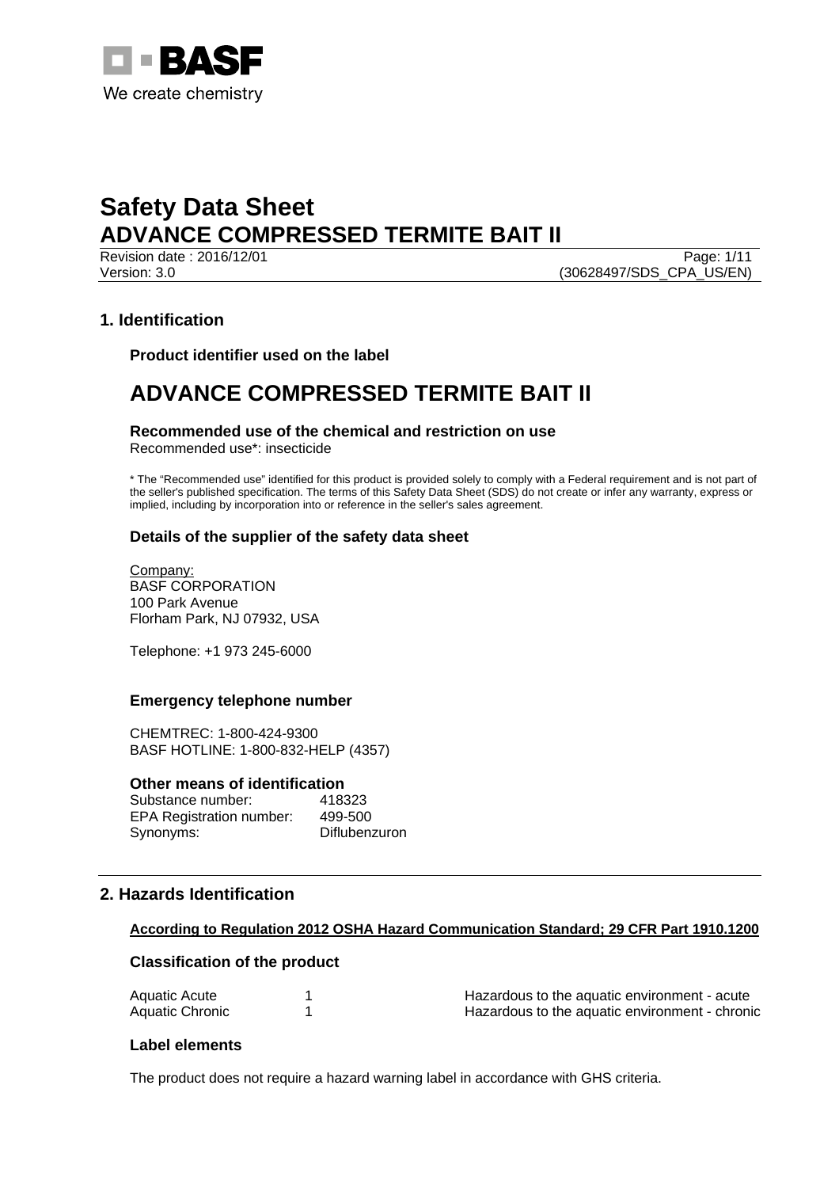BASF

We create chemistry

# Safety Data Sheet
# ADVANCE COMPRESSED TERMITE BAIT II

Revision date : 2016/12/01
Version: 3.0
(30628497/SDS_CPA_US/EN)

## 1. Identification

### Product identifier used on the label

# ADVANCE COMPRESSED TERMITE BAIT II

### Recommended use of the chemical and restriction on use

Recommended use*: insecticide

* The "Recommended use" identified for this product is provided solely to comply with a Federal requirement and is not part of the seller's published specification. The terms of this Safety Data Sheet (SDS) do not create or infer any warranty, express or implied, including by incorporation into or reference in the seller's sales agreement.

### Details of the supplier of the safety data sheet

Company:
BASF CORPORATION
100 Park Avenue
Florham Park, NJ 07932, USA

Telephone: +1 973 245-6000

### Emergency telephone number

CHEMTREC: 1-800-424-9300
BASF HOTLINE: 1-800-832-HELP (4357)

### Other means of identification

| | |
|---|---|
| Substance number: | 418323 |
| EPA Registration number: | 499-500 |
| Synonyms: | Diflubenzuron |

## 2. Hazards Identification

**According to Regulation 2012 OSHA Hazard Communication Standard; 29 CFR Part 1910.1200**

### Classification of the product

| | | |
|---|---|---|
| Aquatic Acute | 1 | Hazardous to the aquatic environment - acute |
| Aquatic Chronic | 1 | Hazardous to the aquatic environment - chronic |

### Label elements

The product does not require a hazard warning label in accordance with GHS criteria.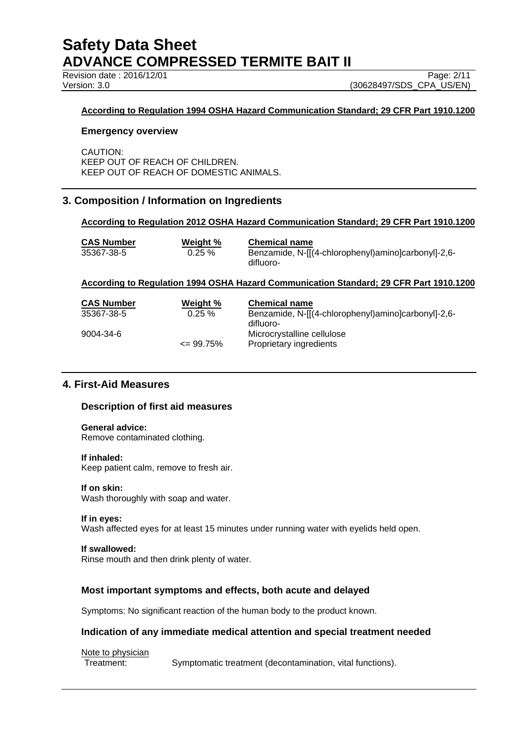**According to Regulation 1994 OSHA Hazard Communication Standard; 29 CFR Part 1910.1200**

### Emergency overview

CAUTION:
KEEP OUT OF REACH OF CHILDREN.
KEEP OUT OF REACH OF DOMESTIC ANIMALS.

## 3. Composition / Information on Ingredients

**According to Regulation 2012 OSHA Hazard Communication Standard; 29 CFR Part 1910.1200**

| CAS Number | Weight % | Chemical name |
|---|---|---|
| 35367-38-5 | 0.25 % | Benzamide, N-[[(4-chlorophenyl)amino]carbonyl]-2,6-difluoro- |

**According to Regulation 1994 OSHA Hazard Communication Standard; 29 CFR Part 1910.1200**

| CAS Number | Weight % | Chemical name |
|---|---|---|
| 35367-38-5 | 0.25 % | Benzamide, N-[[(4-chlorophenyl)amino]carbonyl]-2,6-difluoro- |
| 9004-34-6 | | Microcrystalline cellulose |
| | <= 99.75% | Proprietary ingredients |

## 4. First-Aid Measures

### Description of first aid measures

**General advice:**
Remove contaminated clothing.

**If inhaled:**
Keep patient calm, remove to fresh air.

**If on skin:**
Wash thoroughly with soap and water.

**If in eyes:**
Wash affected eyes for at least 15 minutes under running water with eyelids held open.

**If swallowed:**
Rinse mouth and then drink plenty of water.

### Most important symptoms and effects, both acute and delayed

Symptoms: No significant reaction of the human body to the product known.

### Indication of any immediate medical attention and special treatment needed

Note to physician

Treatment: Symptomatic treatment (decontamination, vital functions).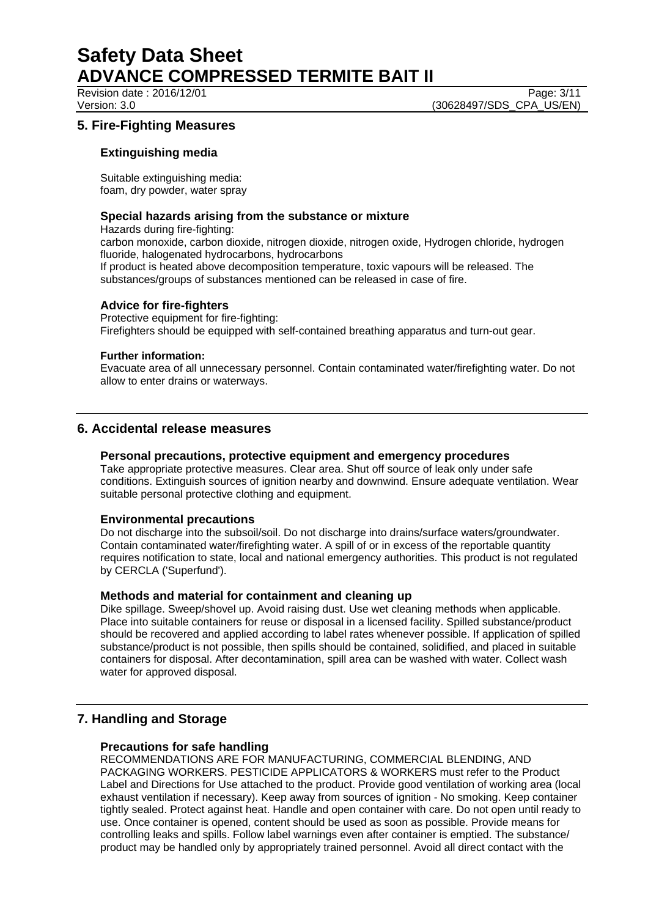## 5. Fire-Fighting Measures

### Extinguishing media

Suitable extinguishing media:
foam, dry powder, water spray

### Special hazards arising from the substance or mixture

Hazards during fire-fighting:
carbon monoxide, carbon dioxide, nitrogen dioxide, nitrogen oxide, Hydrogen chloride, hydrogen fluoride, halogenated hydrocarbons, hydrocarbons
If product is heated above decomposition temperature, toxic vapours will be released. The substances/groups of substances mentioned can be released in case of fire.

### Advice for fire-fighters

Protective equipment for fire-fighting:
Firefighters should be equipped with self-contained breathing apparatus and turn-out gear.

**Further information:**
Evacuate area of all unnecessary personnel. Contain contaminated water/firefighting water. Do not allow to enter drains or waterways.

## 6. Accidental release measures

### Personal precautions, protective equipment and emergency procedures

Take appropriate protective measures. Clear area. Shut off source of leak only under safe conditions. Extinguish sources of ignition nearby and downwind. Ensure adequate ventilation. Wear suitable personal protective clothing and equipment.

### Environmental precautions

Do not discharge into the subsoil/soil. Do not discharge into drains/surface waters/groundwater. Contain contaminated water/firefighting water. A spill of or in excess of the reportable quantity requires notification to state, local and national emergency authorities. This product is not regulated by CERCLA ('Superfund').

### Methods and material for containment and cleaning up

Dike spillage. Sweep/shovel up. Avoid raising dust. Use wet cleaning methods when applicable. Place into suitable containers for reuse or disposal in a licensed facility. Spilled substance/product should be recovered and applied according to label rates whenever possible. If application of spilled substance/product is not possible, then spills should be contained, solidified, and placed in suitable containers for disposal. After decontamination, spill area can be washed with water. Collect wash water for approved disposal.

## 7. Handling and Storage

### Precautions for safe handling

RECOMMENDATIONS ARE FOR MANUFACTURING, COMMERCIAL BLENDING, AND PACKAGING WORKERS. PESTICIDE APPLICATORS & WORKERS must refer to the Product Label and Directions for Use attached to the product. Provide good ventilation of working area (local exhaust ventilation if necessary). Keep away from sources of ignition - No smoking. Keep container tightly sealed. Protect against heat. Handle and open container with care. Do not open until ready to use. Once container is opened, content should be used as soon as possible. Provide means for controlling leaks and spills. Follow label warnings even after container is emptied. The substance/ product may be handled only by appropriately trained personnel. Avoid all direct contact with the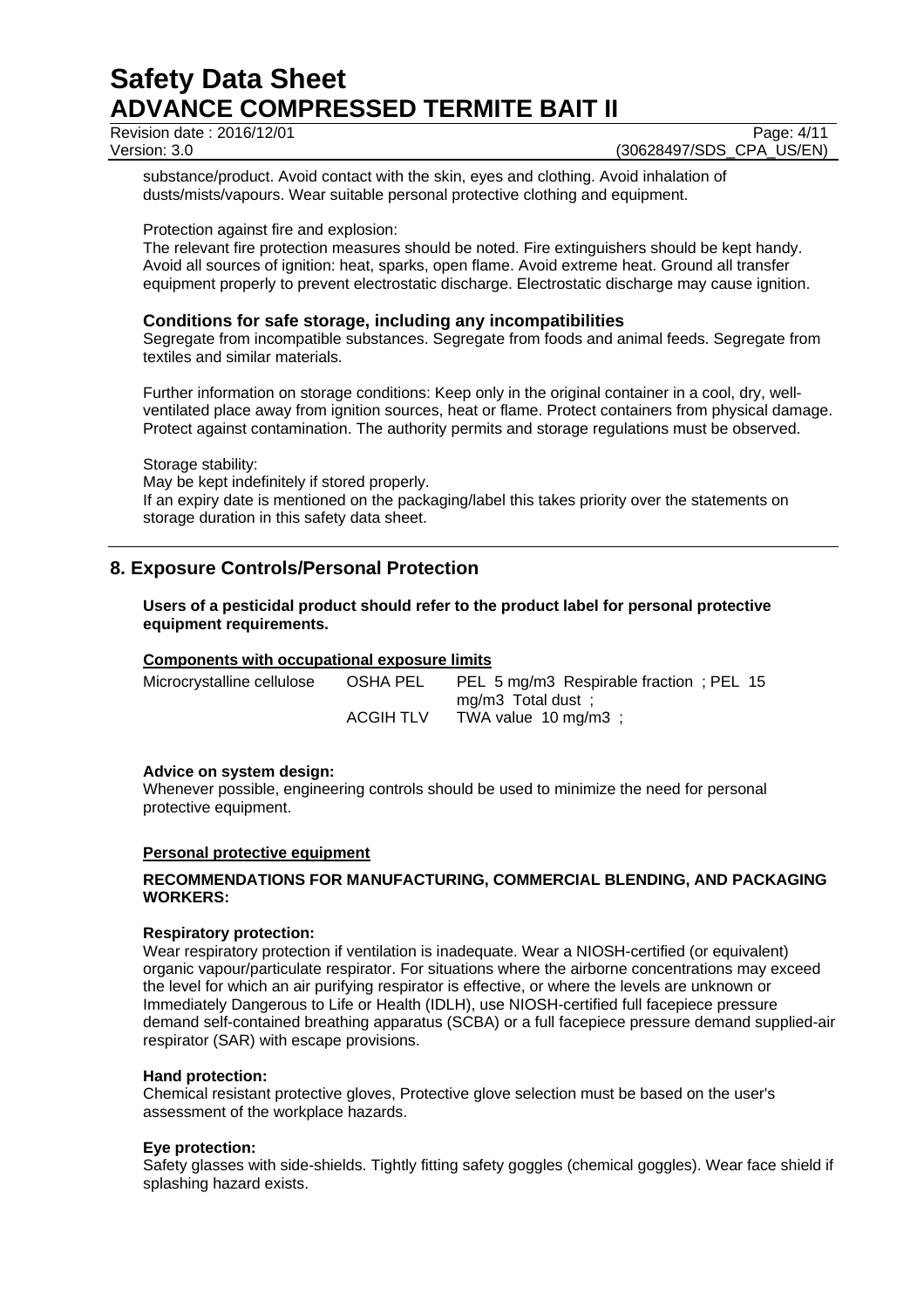substance/product. Avoid contact with the skin, eyes and clothing. Avoid inhalation of dusts/mists/vapours. Wear suitable personal protective clothing and equipment.

Protection against fire and explosion:
The relevant fire protection measures should be noted. Fire extinguishers should be kept handy. Avoid all sources of ignition: heat, sparks, open flame. Avoid extreme heat. Ground all transfer equipment properly to prevent electrostatic discharge. Electrostatic discharge may cause ignition.

### Conditions for safe storage, including any incompatibilities

Segregate from incompatible substances. Segregate from foods and animal feeds. Segregate from textiles and similar materials.

Further information on storage conditions: Keep only in the original container in a cool, dry, well-ventilated place away from ignition sources, heat or flame. Protect containers from physical damage. Protect against contamination. The authority permits and storage regulations must be observed.

Storage stability:
May be kept indefinitely if stored properly.
If an expiry date is mentioned on the packaging/label this takes priority over the statements on storage duration in this safety data sheet.

## 8. Exposure Controls/Personal Protection

**Users of a pesticidal product should refer to the product label for personal protective equipment requirements.**

**Components with occupational exposure limits**

| | | |
|---|---|---|
| Microcrystalline cellulose | OSHA PEL | PEL 5 mg/m3 Respirable fraction ; PEL 15 mg/m3 Total dust ; |
| | ACGIH TLV | TWA value 10 mg/m3 ; |

**Advice on system design:**
Whenever possible, engineering controls should be used to minimize the need for personal protective equipment.

**Personal protective equipment**

**RECOMMENDATIONS FOR MANUFACTURING, COMMERCIAL BLENDING, AND PACKAGING WORKERS:**

**Respiratory protection:**
Wear respiratory protection if ventilation is inadequate. Wear a NIOSH-certified (or equivalent) organic vapour/particulate respirator. For situations where the airborne concentrations may exceed the level for which an air purifying respirator is effective, or where the levels are unknown or Immediately Dangerous to Life or Health (IDLH), use NIOSH-certified full facepiece pressure demand self-contained breathing apparatus (SCBA) or a full facepiece pressure demand supplied-air respirator (SAR) with escape provisions.

**Hand protection:**
Chemical resistant protective gloves, Protective glove selection must be based on the user's assessment of the workplace hazards.

**Eye protection:**
Safety glasses with side-shields. Tightly fitting safety goggles (chemical goggles). Wear face shield if splashing hazard exists.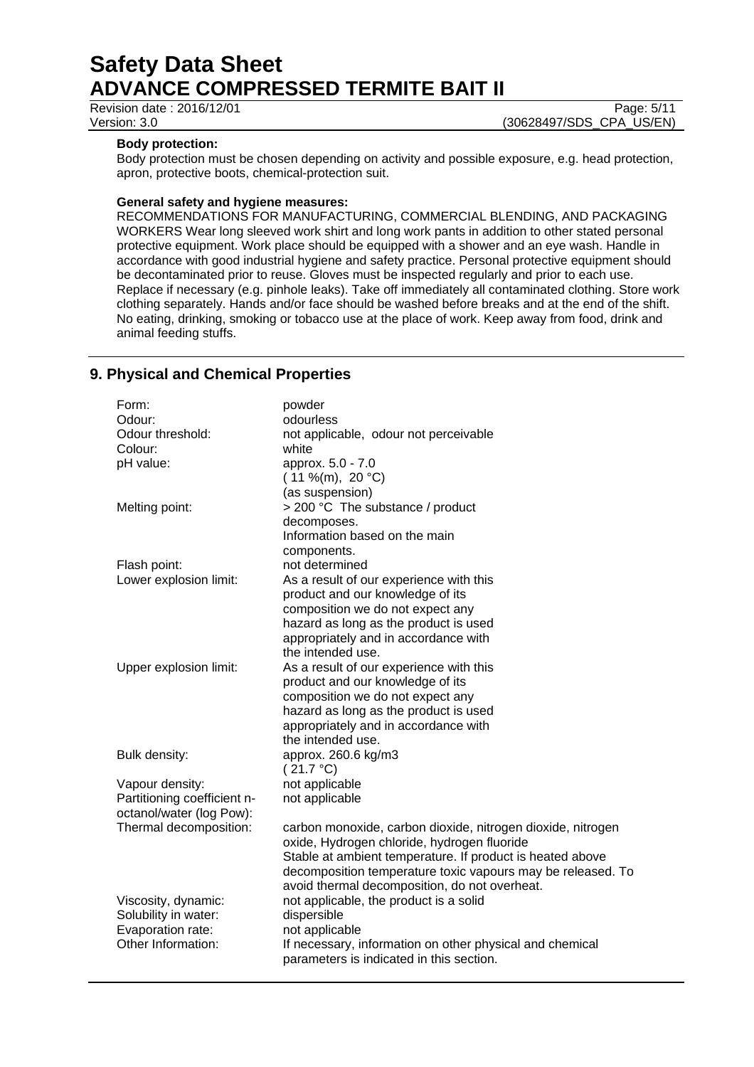**Body protection:**
Body protection must be chosen depending on activity and possible exposure, e.g. head protection, apron, protective boots, chemical-protection suit.

**General safety and hygiene measures:**
RECOMMENDATIONS FOR MANUFACTURING, COMMERCIAL BLENDING, AND PACKAGING WORKERS Wear long sleeved work shirt and long work pants in addition to other stated personal protective equipment. Work place should be equipped with a shower and an eye wash. Handle in accordance with good industrial hygiene and safety practice. Personal protective equipment should be decontaminated prior to reuse. Gloves must be inspected regularly and prior to each use. Replace if necessary (e.g. pinhole leaks). Take off immediately all contaminated clothing. Store work clothing separately. Hands and/or face should be washed before breaks and at the end of the shift. No eating, drinking, smoking or tobacco use at the place of work. Keep away from food, drink and animal feeding stuffs.

## 9. Physical and Chemical Properties

| | |
|---|---|
| Form: | powder |
| Odour: | odourless |
| Odour threshold: | not applicable, odour not perceivable |
| Colour: | white |
| pH value: | approx. 5.0 - 7.0<br>( 11 %(m), 20 °C)<br>(as suspension) |
| Melting point: | > 200 °C The substance / product decomposes.<br>Information based on the main components. |
| Flash point: | not determined |
| Lower explosion limit: | As a result of our experience with this product and our knowledge of its composition we do not expect any hazard as long as the product is used appropriately and in accordance with the intended use. |
| Upper explosion limit: | As a result of our experience with this product and our knowledge of its composition we do not expect any hazard as long as the product is used appropriately and in accordance with the intended use. |
| Bulk density: | approx. 260.6 kg/m3<br>( 21.7 °C) |
| Vapour density: | not applicable |
| Partitioning coefficient n-octanol/water (log Pow): | not applicable |
| Thermal decomposition: | carbon monoxide, carbon dioxide, nitrogen dioxide, nitrogen oxide, Hydrogen chloride, hydrogen fluoride<br>Stable at ambient temperature. If product is heated above decomposition temperature toxic vapours may be released. To avoid thermal decomposition, do not overheat. |
| Viscosity, dynamic: | not applicable, the product is a solid |
| Solubility in water: | dispersible |
| Evaporation rate: | not applicable |
| Other Information: | If necessary, information on other physical and chemical parameters is indicated in this section. |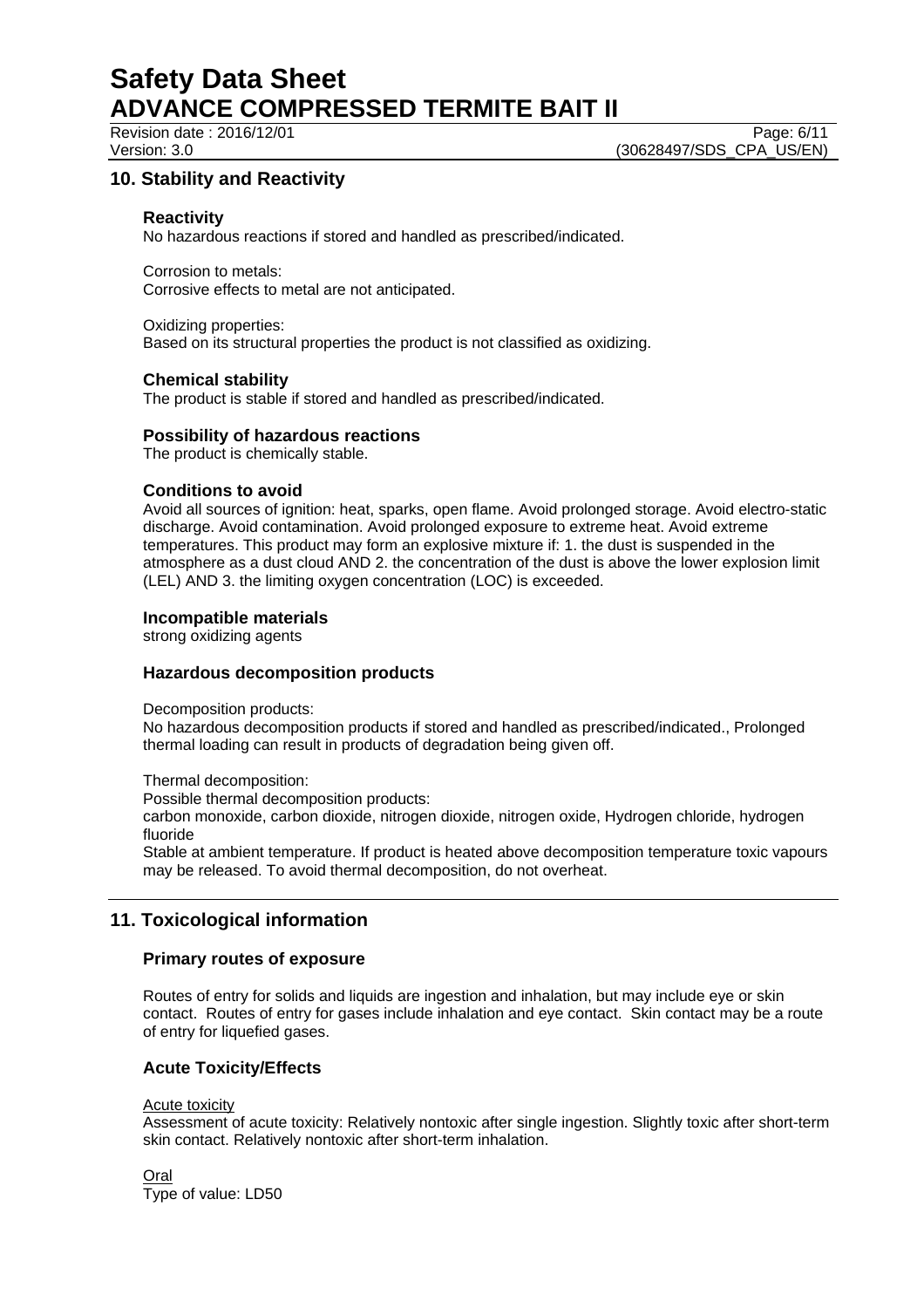## 10. Stability and Reactivity

### Reactivity

No hazardous reactions if stored and handled as prescribed/indicated.

Corrosion to metals:
Corrosive effects to metal are not anticipated.

Oxidizing properties:
Based on its structural properties the product is not classified as oxidizing.

### Chemical stability

The product is stable if stored and handled as prescribed/indicated.

### Possibility of hazardous reactions

The product is chemically stable.

### Conditions to avoid

Avoid all sources of ignition: heat, sparks, open flame. Avoid prolonged storage. Avoid electro-static discharge. Avoid contamination. Avoid prolonged exposure to extreme heat. Avoid extreme temperatures. This product may form an explosive mixture if: 1. the dust is suspended in the atmosphere as a dust cloud AND 2. the concentration of the dust is above the lower explosion limit (LEL) AND 3. the limiting oxygen concentration (LOC) is exceeded.

### Incompatible materials

strong oxidizing agents

### Hazardous decomposition products

Decomposition products:
No hazardous decomposition products if stored and handled as prescribed/indicated., Prolonged thermal loading can result in products of degradation being given off.

Thermal decomposition:
Possible thermal decomposition products:
carbon monoxide, carbon dioxide, nitrogen dioxide, nitrogen oxide, Hydrogen chloride, hydrogen fluoride
Stable at ambient temperature. If product is heated above decomposition temperature toxic vapours may be released. To avoid thermal decomposition, do not overheat.

## 11. Toxicological information

### Primary routes of exposure

Routes of entry for solids and liquids are ingestion and inhalation, but may include eye or skin contact. Routes of entry for gases include inhalation and eye contact. Skin contact may be a route of entry for liquefied gases.

### Acute Toxicity/Effects

Acute toxicity
Assessment of acute toxicity: Relatively nontoxic after single ingestion. Slightly toxic after short-term skin contact. Relatively nontoxic after short-term inhalation.

Oral
Type of value: LD50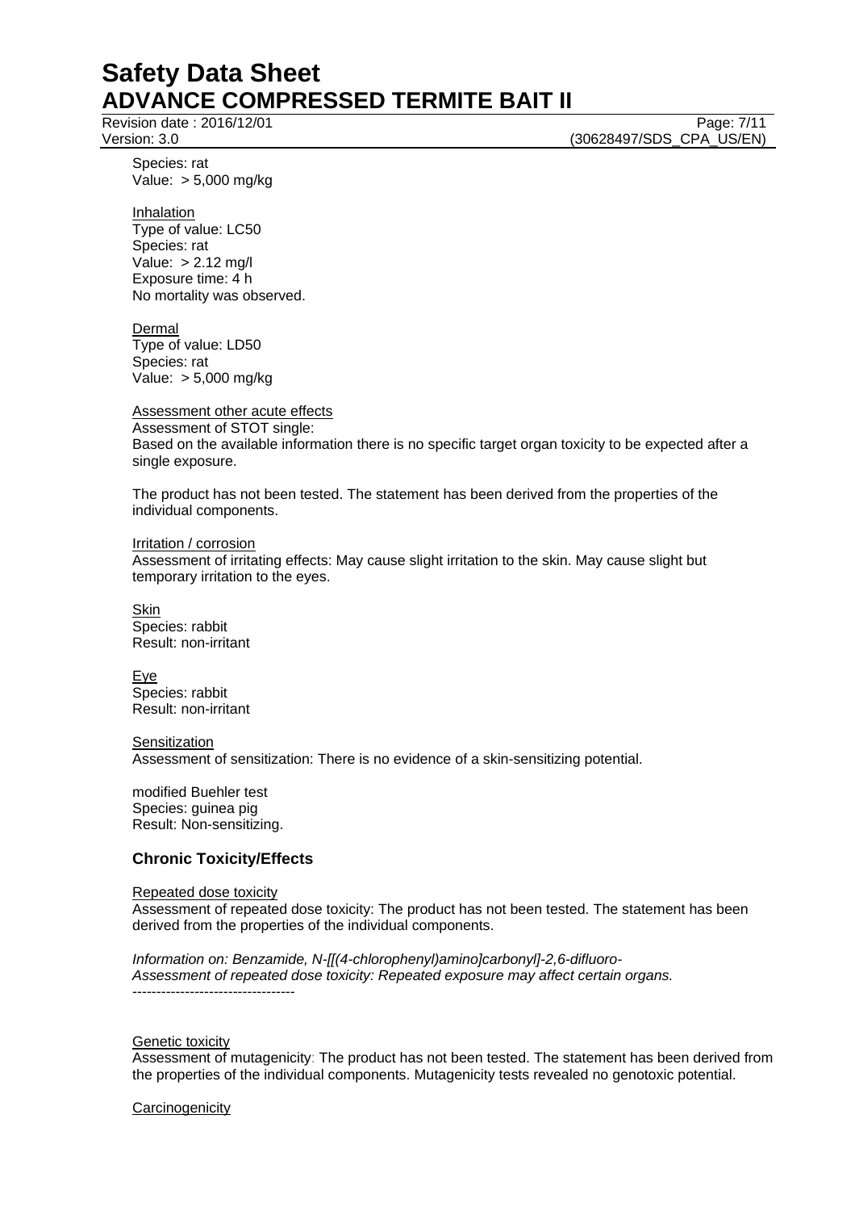Species: rat
Value: > 5,000 mg/kg

Inhalation
Type of value: LC50
Species: rat
Value: > 2.12 mg/l
Exposure time: 4 h
No mortality was observed.

Dermal
Type of value: LD50
Species: rat
Value: > 5,000 mg/kg

Assessment other acute effects
Assessment of STOT single:
Based on the available information there is no specific target organ toxicity to be expected after a single exposure.

The product has not been tested. The statement has been derived from the properties of the individual components.

Irritation / corrosion
Assessment of irritating effects: May cause slight irritation to the skin. May cause slight but temporary irritation to the eyes.

Skin
Species: rabbit
Result: non-irritant

Eye
Species: rabbit
Result: non-irritant

Sensitization
Assessment of sensitization: There is no evidence of a skin-sensitizing potential.

modified Buehler test
Species: guinea pig
Result: Non-sensitizing.

### Chronic Toxicity/Effects

Repeated dose toxicity
Assessment of repeated dose toxicity: The product has not been tested. The statement has been derived from the properties of the individual components.

*Information on: Benzamide, N-[[(4-chlorophenyl)amino]carbonyl]-2,6-difluoro-*
*Assessment of repeated dose toxicity: Repeated exposure may affect certain organs.*
----------------------------------

Genetic toxicity
Assessment of mutagenicity: The product has not been tested. The statement has been derived from the properties of the individual components. Mutagenicity tests revealed no genotoxic potential.

Carcinogenicity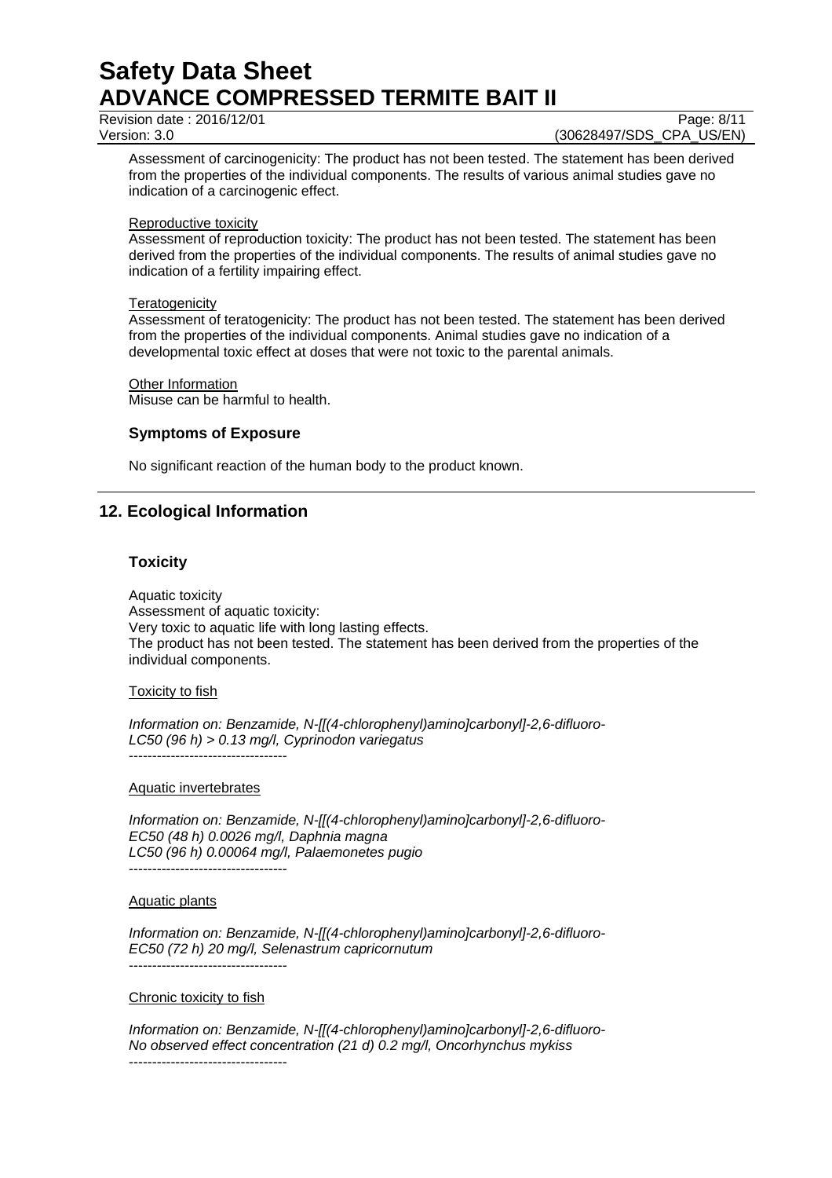Assessment of carcinogenicity: The product has not been tested. The statement has been derived from the properties of the individual components. The results of various animal studies gave no indication of a carcinogenic effect.

Reproductive toxicity

Assessment of reproduction toxicity: The product has not been tested. The statement has been derived from the properties of the individual components. The results of animal studies gave no indication of a fertility impairing effect.

Teratogenicity

Assessment of teratogenicity: The product has not been tested. The statement has been derived from the properties of the individual components. Animal studies gave no indication of a developmental toxic effect at doses that were not toxic to the parental animals.

Other Information

Misuse can be harmful to health.

### Symptoms of Exposure

No significant reaction of the human body to the product known.

## 12. Ecological Information

### Toxicity

Aquatic toxicity

Assessment of aquatic toxicity:

Very toxic to aquatic life with long lasting effects.

The product has not been tested. The statement has been derived from the properties of the individual components.

Toxicity to fish

*Information on: Benzamide, N-[[(4-chlorophenyl)amino]carbonyl]-2,6-difluoro-*
*LC50 (96 h) > 0.13 mg/l, Cyprinodon variegatus*

----------------------------------

Aquatic invertebrates

*Information on: Benzamide, N-[[(4-chlorophenyl)amino]carbonyl]-2,6-difluoro-*
*EC50 (48 h) 0.0026 mg/l, Daphnia magna*
*LC50 (96 h) 0.00064 mg/l, Palaemonetes pugio*

----------------------------------

Aquatic plants

*Information on: Benzamide, N-[[(4-chlorophenyl)amino]carbonyl]-2,6-difluoro-*
*EC50 (72 h) 20 mg/l, Selenastrum capricornutum*

----------------------------------

Chronic toxicity to fish

*Information on: Benzamide, N-[[(4-chlorophenyl)amino]carbonyl]-2,6-difluoro-*
*No observed effect concentration (21 d) 0.2 mg/l, Oncorhynchus mykiss*

----------------------------------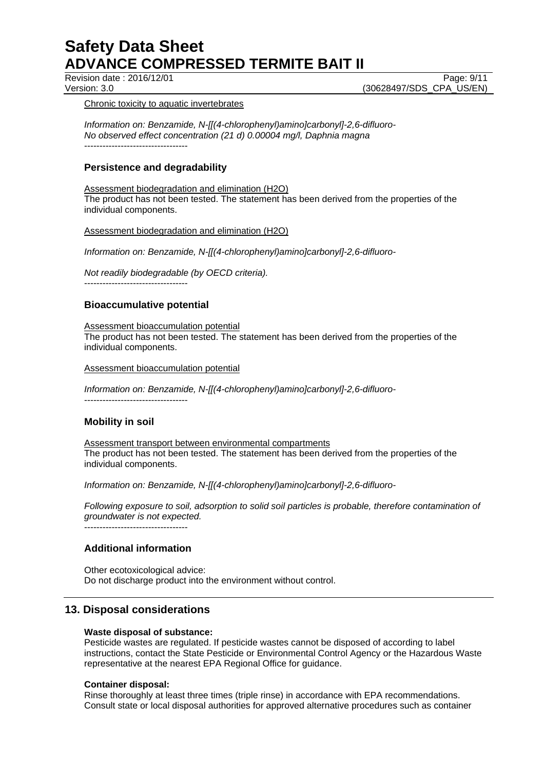Chronic toxicity to aquatic invertebrates

*Information on: Benzamide, N-[[(4-chlorophenyl)amino]carbonyl]-2,6-difluoro-*
*No observed effect concentration (21 d) 0.00004 mg/l, Daphnia magna*
----------------------------------

### Persistence and degradability

Assessment biodegradation and elimination ($H_2O$)
The product has not been tested. The statement has been derived from the properties of the individual components.

Assessment biodegradation and elimination ($H_2O$)

*Information on: Benzamide, N-[[(4-chlorophenyl)amino]carbonyl]-2,6-difluoro-*

*Not readily biodegradable (by OECD criteria).*
----------------------------------

### Bioaccumulative potential

Assessment bioaccumulation potential
The product has not been tested. The statement has been derived from the properties of the individual components.

Assessment bioaccumulation potential

*Information on: Benzamide, N-[[(4-chlorophenyl)amino]carbonyl]-2,6-difluoro-*
----------------------------------

### Mobility in soil

Assessment transport between environmental compartments
The product has not been tested. The statement has been derived from the properties of the individual components.

*Information on: Benzamide, N-[[(4-chlorophenyl)amino]carbonyl]-2,6-difluoro-*

*Following exposure to soil, adsorption to solid soil particles is probable, therefore contamination of groundwater is not expected.*
----------------------------------

### Additional information

Other ecotoxicological advice:
Do not discharge product into the environment without control.

## 13. Disposal considerations

**Waste disposal of substance:**
Pesticide wastes are regulated. If pesticide wastes cannot be disposed of according to label instructions, contact the State Pesticide or Environmental Control Agency or the Hazardous Waste representative at the nearest EPA Regional Office for guidance.

**Container disposal:**
Rinse thoroughly at least three times (triple rinse) in accordance with EPA recommendations. Consult state or local disposal authorities for approved alternative procedures such as container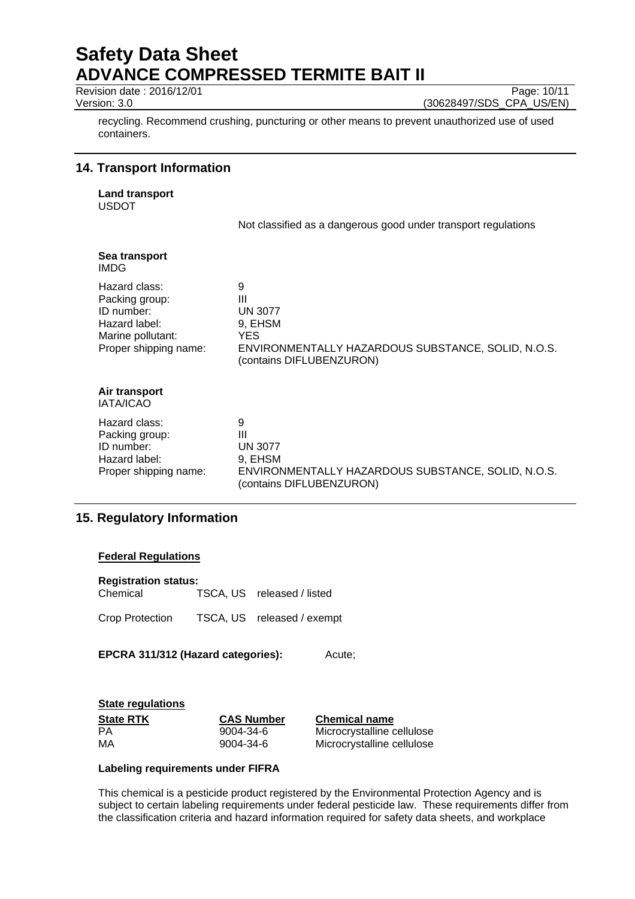recycling. Recommend crushing, puncturing or other means to prevent unauthorized use of used containers.

## 14. Transport Information

**Land transport**
USDOT

Not classified as a dangerous good under transport regulations

**Sea transport**
IMDG

| | |
|---|---|
| Hazard class: | 9 |
| Packing group: | III |
| ID number: | UN 3077 |
| Hazard label: | 9, EHSM |
| Marine pollutant: | YES |
| Proper shipping name: | ENVIRONMENTALLY HAZARDOUS SUBSTANCE, SOLID, N.O.S. (contains DIFLUBENZURON) |

**Air transport**
IATA/ICAO

| | |
|---|---|
| Hazard class: | 9 |
| Packing group: | III |
| ID number: | UN 3077 |
| Hazard label: | 9, EHSM |
| Proper shipping name: | ENVIRONMENTALLY HAZARDOUS SUBSTANCE, SOLID, N.O.S. (contains DIFLUBENZURON) |

## 15. Regulatory Information

**Federal Regulations**

**Registration status:**

| | | |
|---|---|---|
| Chemical | TSCA, US | released / listed |
| Crop Protection | TSCA, US | released / exempt |

**EPCRA 311/312 (Hazard categories):** Acute;

**State regulations**

| State RTK | CAS Number | Chemical name |
|---|---|---|
| PA | 9004-34-6 | Microcrystalline cellulose |
| MA | 9004-34-6 | Microcrystalline cellulose |

**Labeling requirements under FIFRA**

This chemical is a pesticide product registered by the Environmental Protection Agency and is subject to certain labeling requirements under federal pesticide law. These requirements differ from the classification criteria and hazard information required for safety data sheets, and workplace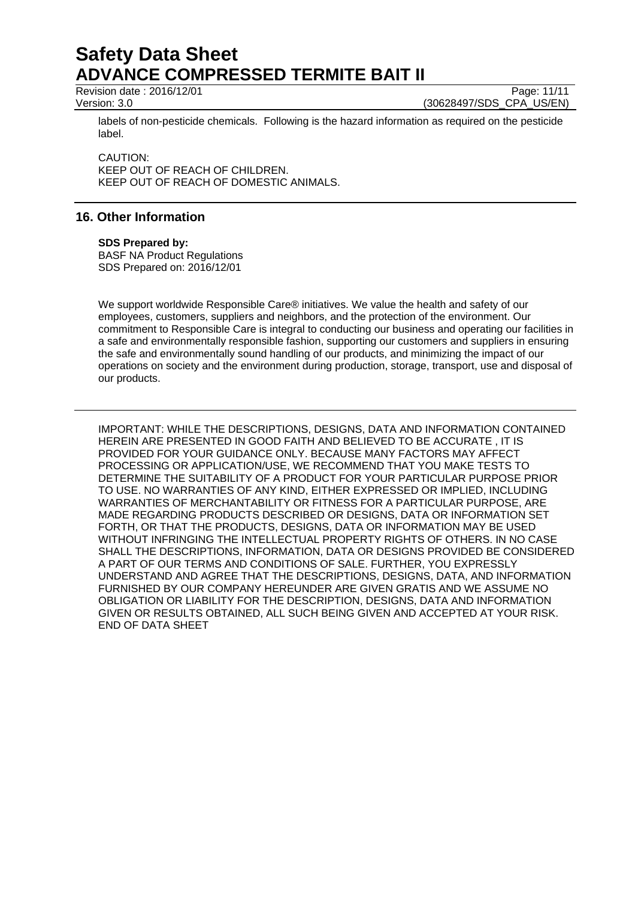labels of non-pesticide chemicals. Following is the hazard information as required on the pesticide label.

CAUTION:
KEEP OUT OF REACH OF CHILDREN.
KEEP OUT OF REACH OF DOMESTIC ANIMALS.

## 16. Other Information

**SDS Prepared by:**
BASF NA Product Regulations
SDS Prepared on: 2016/12/01

We support worldwide Responsible Care® initiatives. We value the health and safety of our employees, customers, suppliers and neighbors, and the protection of the environment. Our commitment to Responsible Care is integral to conducting our business and operating our facilities in a safe and environmentally responsible fashion, supporting our customers and suppliers in ensuring the safe and environmentally sound handling of our products, and minimizing the impact of our operations on society and the environment during production, storage, transport, use and disposal of our products.

---

IMPORTANT: WHILE THE DESCRIPTIONS, DESIGNS, DATA AND INFORMATION CONTAINED HEREIN ARE PRESENTED IN GOOD FAITH AND BELIEVED TO BE ACCURATE , IT IS PROVIDED FOR YOUR GUIDANCE ONLY. BECAUSE MANY FACTORS MAY AFFECT PROCESSING OR APPLICATION/USE, WE RECOMMEND THAT YOU MAKE TESTS TO DETERMINE THE SUITABILITY OF A PRODUCT FOR YOUR PARTICULAR PURPOSE PRIOR TO USE. NO WARRANTIES OF ANY KIND, EITHER EXPRESSED OR IMPLIED, INCLUDING WARRANTIES OF MERCHANTABILITY OR FITNESS FOR A PARTICULAR PURPOSE, ARE MADE REGARDING PRODUCTS DESCRIBED OR DESIGNS, DATA OR INFORMATION SET FORTH, OR THAT THE PRODUCTS, DESIGNS, DATA OR INFORMATION MAY BE USED WITHOUT INFRINGING THE INTELLECTUAL PROPERTY RIGHTS OF OTHERS. IN NO CASE SHALL THE DESCRIPTIONS, INFORMATION, DATA OR DESIGNS PROVIDED BE CONSIDERED A PART OF OUR TERMS AND CONDITIONS OF SALE. FURTHER, YOU EXPRESSLY UNDERSTAND AND AGREE THAT THE DESCRIPTIONS, DESIGNS, DATA, AND INFORMATION FURNISHED BY OUR COMPANY HEREUNDER ARE GIVEN GRATIS AND WE ASSUME NO OBLIGATION OR LIABILITY FOR THE DESCRIPTION, DESIGNS, DATA AND INFORMATION GIVEN OR RESULTS OBTAINED, ALL SUCH BEING GIVEN AND ACCEPTED AT YOUR RISK.
END OF DATA SHEET